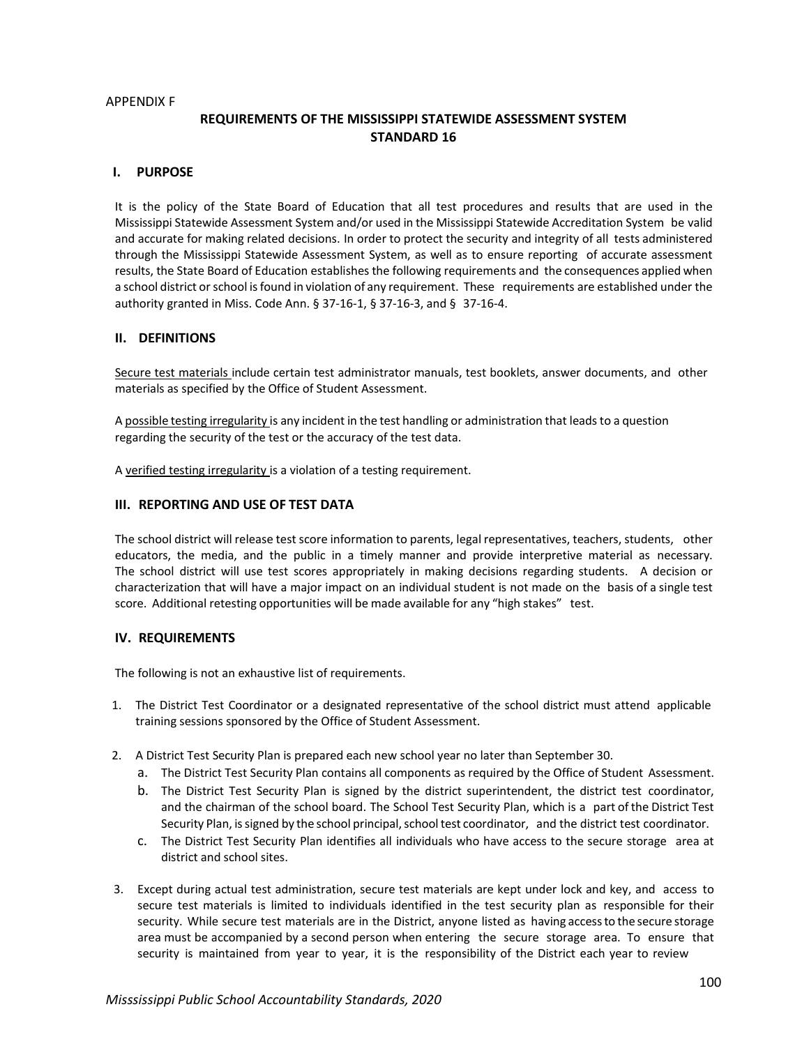APPENDIX F

# REQUIREMENTS OF THE MISSISSIPPI STATEWIDE ASSESSMENT SYSTEM STANDARD 16

## I. PURPOSE

It is the policy of the State Board of Education that all test procedures and results that are used in the Mississippi Statewide Assessment System and/or used in the Mississippi Statewide Accreditation System be valid and accurate for making related decisions. In order to protect the security and integrity of all tests administered through the Mississippi Statewide Assessment System, as well as to ensure reporting of accurate assessment results, the State Board of Education establishes the following requirements and the consequences applied when a school district or school is found in violation of any requirement. These requirements are established under the authority granted in Miss. Code Ann. § 37-16-1, § 37-16-3, and § 37-16-4.

## II. DEFINITIONS

Secure test materials include certain test administrator manuals, test booklets, answer documents, and other materials as specified by the Office of Student Assessment.

A possible testing irregularity is any incident in the test handling or administration that leads to a question regarding the security of the test or the accuracy of the test data.

A verified testing irregularity is a violation of a testing requirement.

## III. REPORTING AND USE OF TEST DATA

The school district will release test score information to parents, legal representatives, teachers, students, other educators, the media, and the public in a timely manner and provide interpretive material as necessary. The school district will use test scores appropriately in making decisions regarding students. A decision or characterization that will have a major impact on an individual student is not made on the basis of a single test score. Additional retesting opportunities will be made available for any "high stakes" test.

## IV. REQUIREMENTS

The following is not an exhaustive list of requirements.

1. The District Test Coordinator or a designated representative of the school district must attend applicable training sessions sponsored by the Office of Student Assessment.
2. A District Test Security Plan is prepared each new school year no later than September 30.
   a. The District Test Security Plan contains all components as required by the Office of Student Assessment.
   b. The District Test Security Plan is signed by the district superintendent, the district test coordinator, and the chairman of the school board. The School Test Security Plan, which is a part of the District Test Security Plan, is signed by the school principal, school test coordinator, and the district test coordinator.
   c. The District Test Security Plan identifies all individuals who have access to the secure storage area at district and school sites.
3. Except during actual test administration, secure test materials are kept under lock and key, and access to secure test materials is limited to individuals identified in the test security plan as responsible for their security. While secure test materials are in the District, anyone listed as having access to the secure storage area must be accompanied by a second person when entering the secure storage area. To ensure that security is maintained from year to year, it is the responsibility of the District each year to review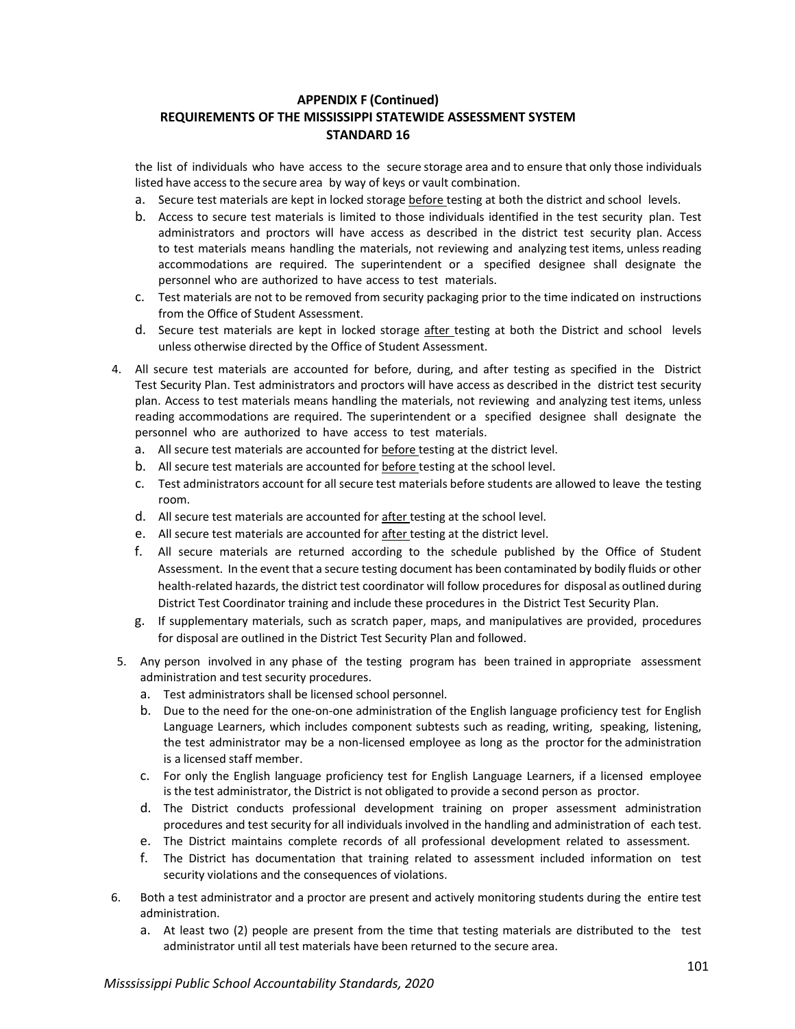**APPENDIX F (Continued)**
**REQUIREMENTS OF THE MISSISSIPPI STATEWIDE ASSESSMENT SYSTEM**
**STANDARD 16**

the list of individuals who have access to the secure storage area and to ensure that only those individuals listed have access to the secure area by way of keys or vault combination.

a. Secure test materials are kept in locked storage <u>before</u> testing at both the district and school levels.
b. Access to secure test materials is limited to those individuals identified in the test security plan. Test administrators and proctors will have access as described in the district test security plan. Access to test materials means handling the materials, not reviewing and analyzing test items, unless reading accommodations are required. The superintendent or a specified designee shall designate the personnel who are authorized to have access to test materials.
c. Test materials are not to be removed from security packaging prior to the time indicated on instructions from the Office of Student Assessment.
d. Secure test materials are kept in locked storage <u>after</u> testing at both the District and school levels unless otherwise directed by the Office of Student Assessment.

4. All secure test materials are accounted for before, during, and after testing as specified in the District Test Security Plan. Test administrators and proctors will have access as described in the district test security plan. Access to test materials means handling the materials, not reviewing and analyzing test items, unless reading accommodations are required. The superintendent or a specified designee shall designate the personnel who are authorized to have access to test materials.
   a. All secure test materials are accounted for <u>before</u> testing at the district level.
   b. All secure test materials are accounted for <u>before</u> testing at the school level.
   c. Test administrators account for all secure test materials before students are allowed to leave the testing room.
   d. All secure test materials are accounted for <u>after</u> testing at the school level.
   e. All secure test materials are accounted for <u>after</u> testing at the district level.
   f. All secure materials are returned according to the schedule published by the Office of Student Assessment. In the event that a secure testing document has been contaminated by bodily fluids or other health-related hazards, the district test coordinator will follow procedures for disposal as outlined during District Test Coordinator training and include these procedures in the District Test Security Plan.
   g. If supplementary materials, such as scratch paper, maps, and manipulatives are provided, procedures for disposal are outlined in the District Test Security Plan and followed.
5. Any person involved in any phase of the testing program has been trained in appropriate assessment administration and test security procedures.
   a. Test administrators shall be licensed school personnel.
   b. Due to the need for the one-on-one administration of the English language proficiency test for English Language Learners, which includes component subtests such as reading, writing, speaking, listening, the test administrator may be a non-licensed employee as long as the proctor for the administration is a licensed staff member.
   c. For only the English language proficiency test for English Language Learners, if a licensed employee is the test administrator, the District is not obligated to provide a second person as proctor.
   d. The District conducts professional development training on proper assessment administration procedures and test security for all individuals involved in the handling and administration of each test.
   e. The District maintains complete records of all professional development related to assessment.
   f. The District has documentation that training related to assessment included information on test security violations and the consequences of violations.
6. Both a test administrator and a proctor are present and actively monitoring students during the entire test administration.
   a. At least two (2) people are present from the time that testing materials are distributed to the test administrator until all test materials have been returned to the secure area.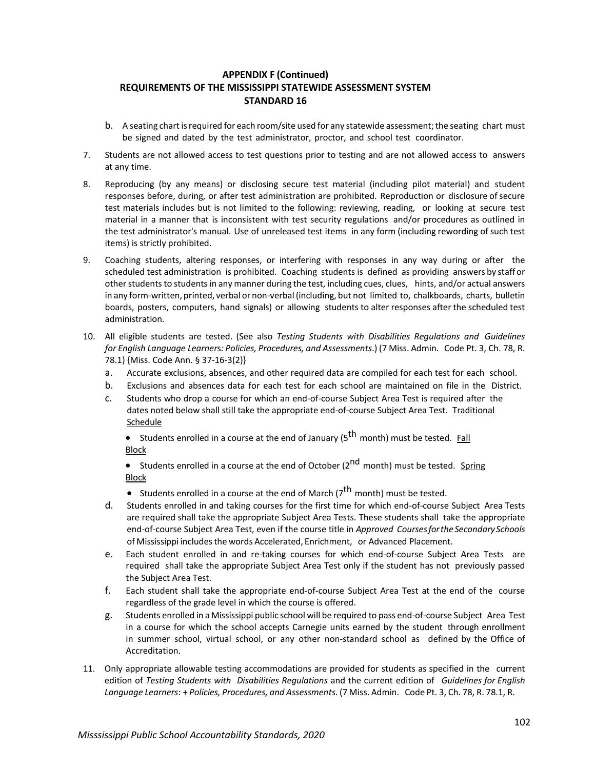## APPENDIX F (Continued)
## REQUIREMENTS OF THE MISSISSIPPI STATEWIDE ASSESSMENT SYSTEM
## STANDARD 16

b. A seating chart is required for each room/site used for any statewide assessment; the seating chart must be signed and dated by the test administrator, proctor, and school test coordinator.

7. Students are not allowed access to test questions prior to testing and are not allowed access to answers at any time.

8. Reproducing (by any means) or disclosing secure test material (including pilot material) and student responses before, during, or after test administration are prohibited. Reproduction or disclosure of secure test materials includes but is not limited to the following: reviewing, reading, or looking at secure test material in a manner that is inconsistent with test security regulations and/or procedures as outlined in the test administrator's manual. Use of unreleased test items in any form (including rewording of such test items) is strictly prohibited.

9. Coaching students, altering responses, or interfering with responses in any way during or after the scheduled test administration is prohibited. Coaching students is defined as providing answers by staff or other students to students in any manner during the test, including cues, clues, hints, and/or actual answers in any form-written, printed, verbal or non-verbal (including, but not limited to, chalkboards, charts, bulletin boards, posters, computers, hand signals) or allowing students to alter responses after the scheduled test administration.

10. All eligible students are tested. (See also *Testing Students with Disabilities Regulations and Guidelines for English Language Learners: Policies, Procedures, and Assessments*.) (7 Miss. Admin. Code Pt. 3, Ch. 78, R. 78.1) {Miss. Code Ann. § 37-16-3(2)}
    a. Accurate exclusions, absences, and other required data are compiled for each test for each school.
    b. Exclusions and absences data for each test for each school are maintained on file in the District.
    c. Students who drop a course for which an end-of-course Subject Area Test is required after the dates noted below shall still take the appropriate end-of-course Subject Area Test. <u>Traditional Schedule</u>
        - Students enrolled in a course at the end of January (5th month) must be tested. <u>Fall Block</u>
        - Students enrolled in a course at the end of October (2nd month) must be tested. <u>Spring Block</u>
        - Students enrolled in a course at the end of March (7th month) must be tested.
    d. Students enrolled in and taking courses for the first time for which end-of-course Subject Area Tests are required shall take the appropriate Subject Area Tests. These students shall take the appropriate end-of-course Subject Area Test, even if the course title in *Approved Courses for the Secondary Schools* of Mississippi includes the words Accelerated, Enrichment, or Advanced Placement.
    e. Each student enrolled in and re-taking courses for which end-of-course Subject Area Tests are required shall take the appropriate Subject Area Test only if the student has not previously passed the Subject Area Test.
    f. Each student shall take the appropriate end-of-course Subject Area Test at the end of the course regardless of the grade level in which the course is offered.
    g. Students enrolled in a Mississippi public school will be required to pass end-of-course Subject Area Test in a course for which the school accepts Carnegie units earned by the student through enrollment in summer school, virtual school, or any other non-standard school as defined by the Office of Accreditation.

11. Only appropriate allowable testing accommodations are provided for students as specified in the current edition of *Testing Students with Disabilities Regulations* and the current edition of *Guidelines for English Language Learners*: + *Policies, Procedures, and Assessments*. (7 Miss. Admin. Code Pt. 3, Ch. 78, R. 78.1, R.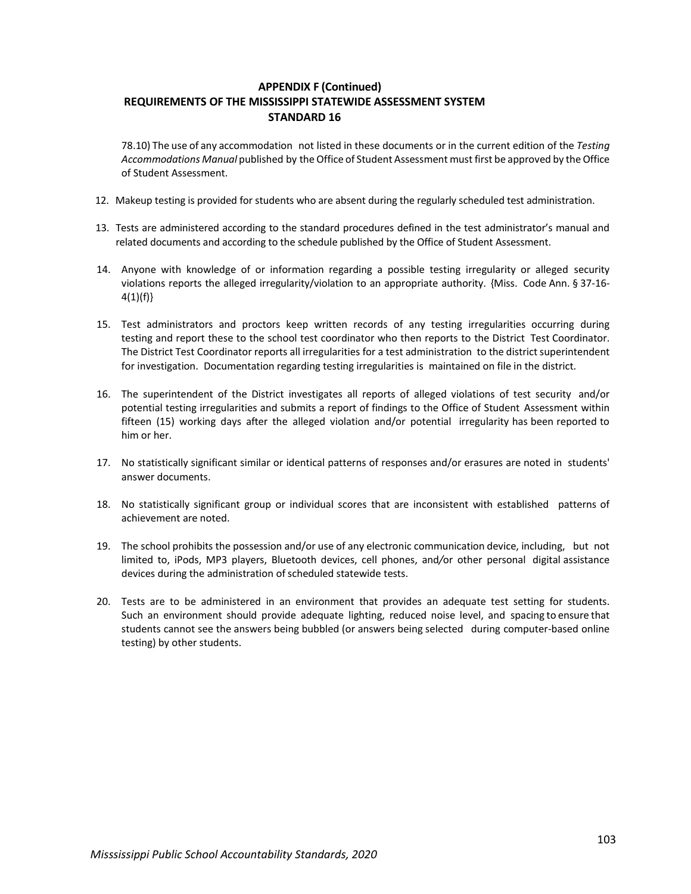**APPENDIX F (Continued)**
**REQUIREMENTS OF THE MISSISSIPPI STATEWIDE ASSESSMENT SYSTEM**
**STANDARD 16**

78.10) The use of any accommodation not listed in these documents or in the current edition of the *Testing Accommodations Manual* published by the Office of Student Assessment must first be approved by the Office of Student Assessment.

12. Makeup testing is provided for students who are absent during the regularly scheduled test administration.

13. Tests are administered according to the standard procedures defined in the test administrator's manual and related documents and according to the schedule published by the Office of Student Assessment.

14. Anyone with knowledge of or information regarding a possible testing irregularity or alleged security violations reports the alleged irregularity/violation to an appropriate authority. {Miss. Code Ann. § 37-16-4(1)(f)}

15. Test administrators and proctors keep written records of any testing irregularities occurring during testing and report these to the school test coordinator who then reports to the District Test Coordinator. The District Test Coordinator reports all irregularities for a test administration to the district superintendent for investigation. Documentation regarding testing irregularities is maintained on file in the district.

16. The superintendent of the District investigates all reports of alleged violations of test security and/or potential testing irregularities and submits a report of findings to the Office of Student Assessment within fifteen (15) working days after the alleged violation and/or potential irregularity has been reported to him or her.

17. No statistically significant similar or identical patterns of responses and/or erasures are noted in students' answer documents.

18. No statistically significant group or individual scores that are inconsistent with established patterns of achievement are noted.

19. The school prohibits the possession and/or use of any electronic communication device, including, but not limited to, iPods, MP3 players, Bluetooth devices, cell phones, and/or other personal digital assistance devices during the administration of scheduled statewide tests.

20. Tests are to be administered in an environment that provides an adequate test setting for students. Such an environment should provide adequate lighting, reduced noise level, and spacing to ensure that students cannot see the answers being bubbled (or answers being selected during computer-based online testing) by other students.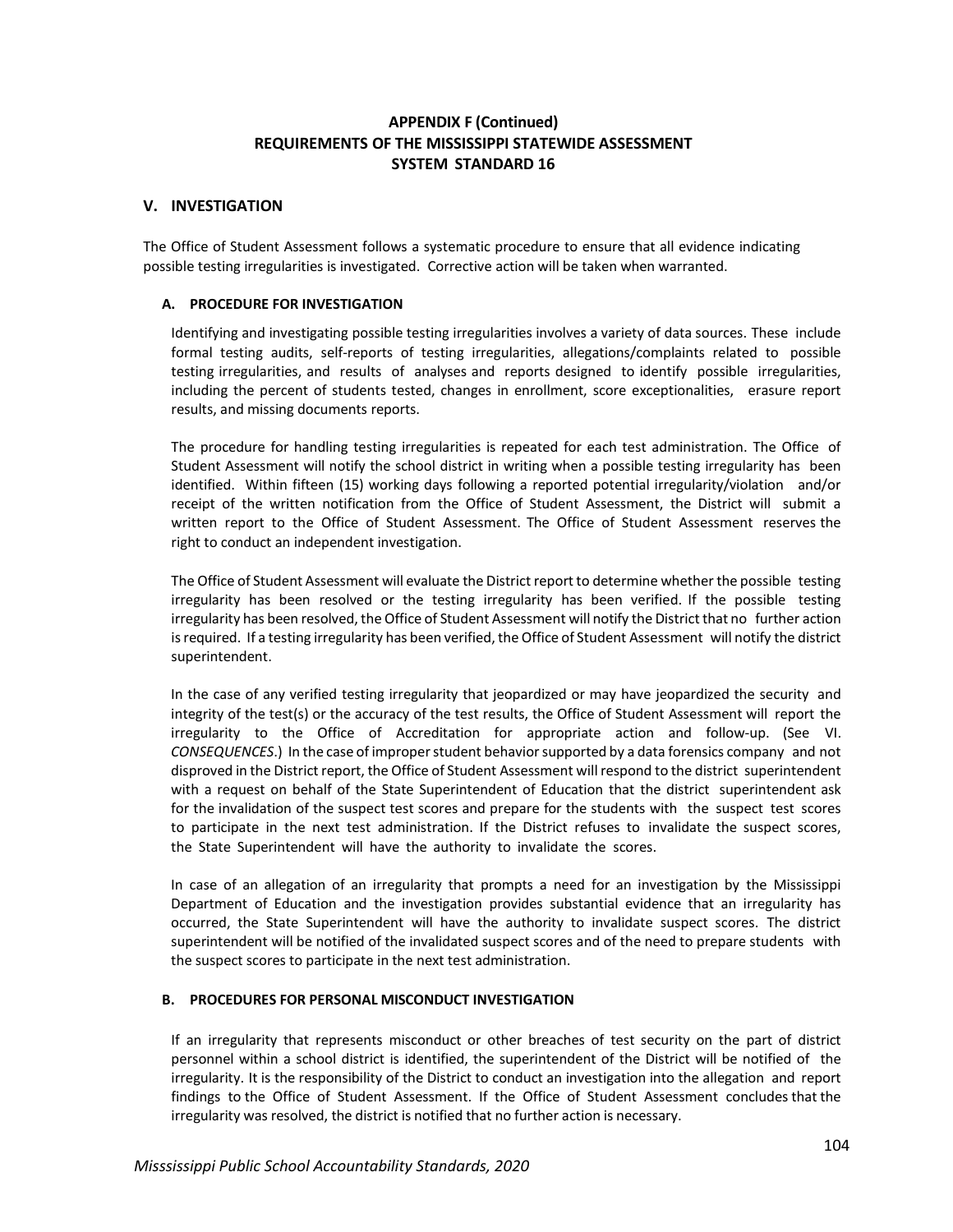## APPENDIX F (Continued)
## REQUIREMENTS OF THE MISSISSIPPI STATEWIDE ASSESSMENT SYSTEM STANDARD 16

## V. INVESTIGATION

The Office of Student Assessment follows a systematic procedure to ensure that all evidence indicating possible testing irregularities is investigated. Corrective action will be taken when warranted.

### A. PROCEDURE FOR INVESTIGATION

Identifying and investigating possible testing irregularities involves a variety of data sources. These include formal testing audits, self-reports of testing irregularities, allegations/complaints related to possible testing irregularities, and results of analyses and reports designed to identify possible irregularities, including the percent of students tested, changes in enrollment, score exceptionalities, erasure report results, and missing documents reports.

The procedure for handling testing irregularities is repeated for each test administration. The Office of Student Assessment will notify the school district in writing when a possible testing irregularity has been identified. Within fifteen (15) working days following a reported potential irregularity/violation and/or receipt of the written notification from the Office of Student Assessment, the District will submit a written report to the Office of Student Assessment. The Office of Student Assessment reserves the right to conduct an independent investigation.

The Office of Student Assessment will evaluate the District report to determine whether the possible testing irregularity has been resolved or the testing irregularity has been verified. If the possible testing irregularity has been resolved, the Office of Student Assessment will notify the District that no further action is required. If a testing irregularity has been verified, the Office of Student Assessment will notify the district superintendent.

In the case of any verified testing irregularity that jeopardized or may have jeopardized the security and integrity of the test(s) or the accuracy of the test results, the Office of Student Assessment will report the irregularity to the Office of Accreditation for appropriate action and follow-up. (See VI. *CONSEQUENCES*.) In the case of improper student behavior supported by a data forensics company and not disproved in the District report, the Office of Student Assessment will respond to the district superintendent with a request on behalf of the State Superintendent of Education that the district superintendent ask for the invalidation of the suspect test scores and prepare for the students with the suspect test scores to participate in the next test administration. If the District refuses to invalidate the suspect scores, the State Superintendent will have the authority to invalidate the scores.

In case of an allegation of an irregularity that prompts a need for an investigation by the Mississippi Department of Education and the investigation provides substantial evidence that an irregularity has occurred, the State Superintendent will have the authority to invalidate suspect scores. The district superintendent will be notified of the invalidated suspect scores and of the need to prepare students with the suspect scores to participate in the next test administration.

### B. PROCEDURES FOR PERSONAL MISCONDUCT INVESTIGATION

If an irregularity that represents misconduct or other breaches of test security on the part of district personnel within a school district is identified, the superintendent of the District will be notified of the irregularity. It is the responsibility of the District to conduct an investigation into the allegation and report findings to the Office of Student Assessment. If the Office of Student Assessment concludes that the irregularity was resolved, the district is notified that no further action is necessary.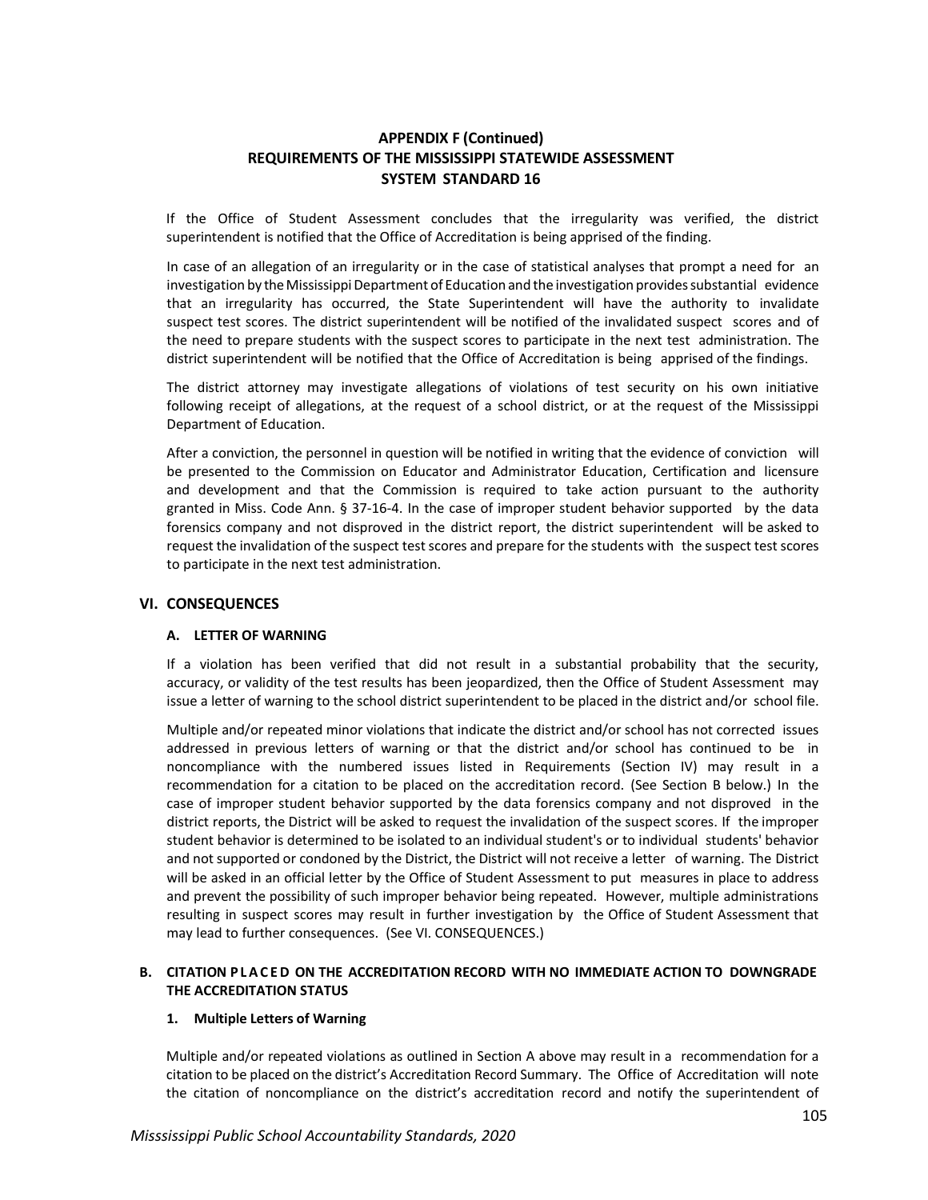## APPENDIX F (Continued)
## REQUIREMENTS OF THE MISSISSIPPI STATEWIDE ASSESSMENT SYSTEM STANDARD 16

If the Office of Student Assessment concludes that the irregularity was verified, the district superintendent is notified that the Office of Accreditation is being apprised of the finding.

In case of an allegation of an irregularity or in the case of statistical analyses that prompt a need for an investigation by the Mississippi Department of Education and the investigation provides substantial evidence that an irregularity has occurred, the State Superintendent will have the authority to invalidate suspect test scores. The district superintendent will be notified of the invalidated suspect scores and of the need to prepare students with the suspect scores to participate in the next test administration. The district superintendent will be notified that the Office of Accreditation is being apprised of the findings.

The district attorney may investigate allegations of violations of test security on his own initiative following receipt of allegations, at the request of a school district, or at the request of the Mississippi Department of Education.

After a conviction, the personnel in question will be notified in writing that the evidence of conviction will be presented to the Commission on Educator and Administrator Education, Certification and licensure and development and that the Commission is required to take action pursuant to the authority granted in Miss. Code Ann. § 37-16-4. In the case of improper student behavior supported by the data forensics company and not disproved in the district report, the district superintendent will be asked to request the invalidation of the suspect test scores and prepare for the students with the suspect test scores to participate in the next test administration.

### VI. CONSEQUENCES

#### A. LETTER OF WARNING

If a violation has been verified that did not result in a substantial probability that the security, accuracy, or validity of the test results has been jeopardized, then the Office of Student Assessment may issue a letter of warning to the school district superintendent to be placed in the district and/or school file.

Multiple and/or repeated minor violations that indicate the district and/or school has not corrected issues addressed in previous letters of warning or that the district and/or school has continued to be in noncompliance with the numbered issues listed in Requirements (Section IV) may result in a recommendation for a citation to be placed on the accreditation record. (See Section B below.) In the case of improper student behavior supported by the data forensics company and not disproved in the district reports, the District will be asked to request the invalidation of the suspect scores. If the improper student behavior is determined to be isolated to an individual student's or to individual students' behavior and not supported or condoned by the District, the District will not receive a letter of warning. The District will be asked in an official letter by the Office of Student Assessment to put measures in place to address and prevent the possibility of such improper behavior being repeated. However, multiple administrations resulting in suspect scores may result in further investigation by the Office of Student Assessment that may lead to further consequences. (See VI. CONSEQUENCES.)

#### B. CITATION PLACED ON THE ACCREDITATION RECORD WITH NO IMMEDIATE ACTION TO DOWNGRADE THE ACCREDITATION STATUS

**1. Multiple Letters of Warning**

Multiple and/or repeated violations as outlined in Section A above may result in a recommendation for a citation to be placed on the district's Accreditation Record Summary. The Office of Accreditation will note the citation of noncompliance on the district's accreditation record and notify the superintendent of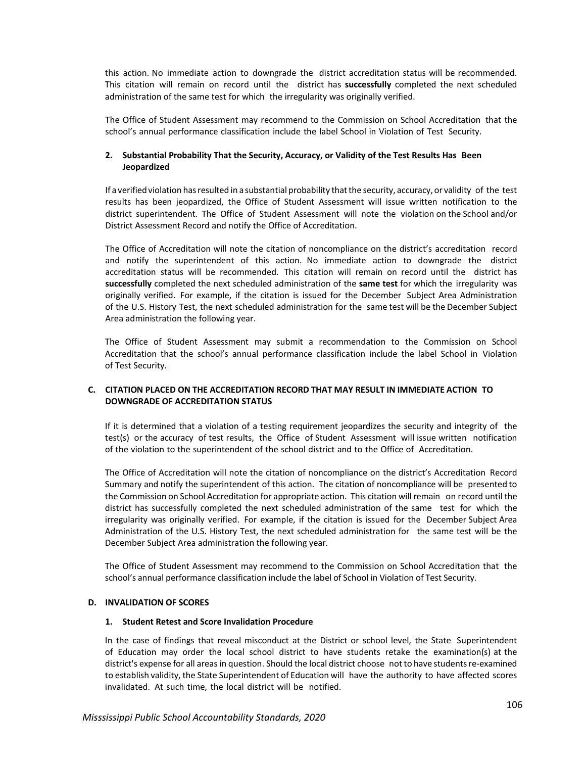this action. No immediate action to downgrade the district accreditation status will be recommended. This citation will remain on record until the district has **successfully** completed the next scheduled administration of the same test for which the irregularity was originally verified.

The Office of Student Assessment may recommend to the Commission on School Accreditation that the school's annual performance classification include the label School in Violation of Test Security.

#### 2. Substantial Probability That the Security, Accuracy, or Validity of the Test Results Has Been Jeopardized

If a verified violation has resulted in a substantial probability that the security, accuracy, or validity of the test results has been jeopardized, the Office of Student Assessment will issue written notification to the district superintendent. The Office of Student Assessment will note the violation on the School and/or District Assessment Record and notify the Office of Accreditation.

The Office of Accreditation will note the citation of noncompliance on the district's accreditation record and notify the superintendent of this action. No immediate action to downgrade the district accreditation status will be recommended. This citation will remain on record until the district has **successfully** completed the next scheduled administration of the **same test** for which the irregularity was originally verified. For example, if the citation is issued for the December Subject Area Administration of the U.S. History Test, the next scheduled administration for the same test will be the December Subject Area administration the following year.

The Office of Student Assessment may submit a recommendation to the Commission on School Accreditation that the school's annual performance classification include the label School in Violation of Test Security.

### C. CITATION PLACED ON THE ACCREDITATION RECORD THAT MAY RESULT IN IMMEDIATE ACTION TO DOWNGRADE OF ACCREDITATION STATUS

If it is determined that a violation of a testing requirement jeopardizes the security and integrity of the test(s) or the accuracy of test results, the Office of Student Assessment will issue written notification of the violation to the superintendent of the school district and to the Office of Accreditation.

The Office of Accreditation will note the citation of noncompliance on the district's Accreditation Record Summary and notify the superintendent of this action. The citation of noncompliance will be presented to the Commission on School Accreditation for appropriate action. This citation will remain on record until the district has successfully completed the next scheduled administration of the same test for which the irregularity was originally verified. For example, if the citation is issued for the December Subject Area Administration of the U.S. History Test, the next scheduled administration for the same test will be the December Subject Area administration the following year.

The Office of Student Assessment may recommend to the Commission on School Accreditation that the school's annual performance classification include the label of School in Violation of Test Security.

### D. INVALIDATION OF SCORES

#### 1. Student Retest and Score Invalidation Procedure

In the case of findings that reveal misconduct at the District or school level, the State Superintendent of Education may order the local school district to have students retake the examination(s) at the district's expense for all areas in question. Should the local district choose not to have students re-examined to establish validity, the State Superintendent of Education will have the authority to have affected scores invalidated. At such time, the local district will be notified.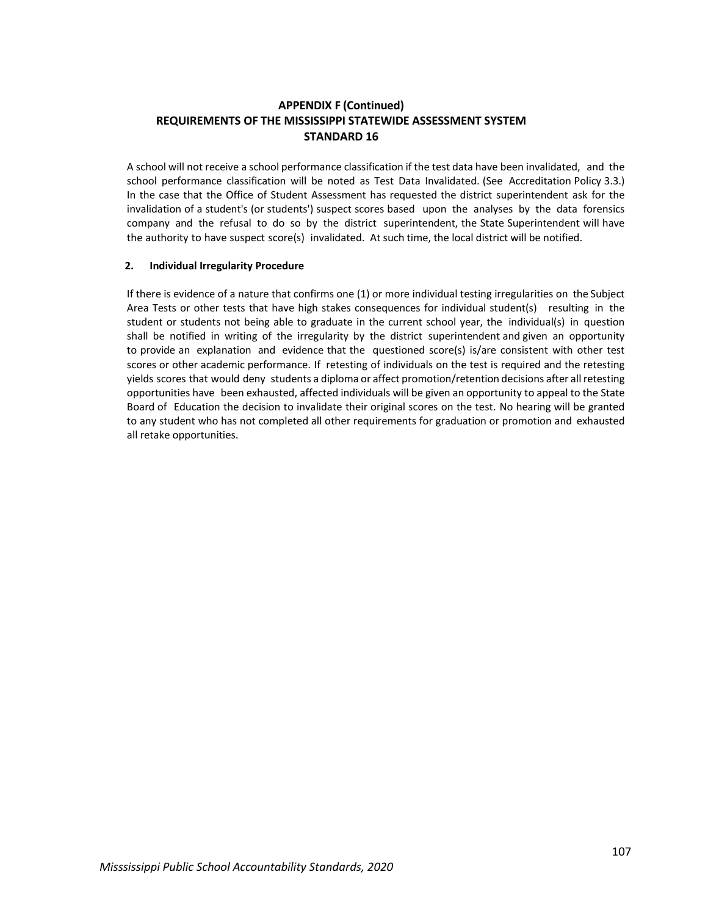## APPENDIX F (Continued)
## REQUIREMENTS OF THE MISSISSIPPI STATEWIDE ASSESSMENT SYSTEM
## STANDARD 16

A school will not receive a school performance classification if the test data have been invalidated, and the school performance classification will be noted as Test Data Invalidated. (See Accreditation Policy 3.3.) In the case that the Office of Student Assessment has requested the district superintendent ask for the invalidation of a student's (or students') suspect scores based upon the analyses by the data forensics company and the refusal to do so by the district superintendent, the State Superintendent will have the authority to have suspect score(s) invalidated. At such time, the local district will be notified.

**2. Individual Irregularity Procedure**

If there is evidence of a nature that confirms one (1) or more individual testing irregularities on the Subject Area Tests or other tests that have high stakes consequences for individual student(s) resulting in the student or students not being able to graduate in the current school year, the individual(s) in question shall be notified in writing of the irregularity by the district superintendent and given an opportunity to provide an explanation and evidence that the questioned score(s) is/are consistent with other test scores or other academic performance. If retesting of individuals on the test is required and the retesting yields scores that would deny students a diploma or affect promotion/retention decisions after all retesting opportunities have been exhausted, affected individuals will be given an opportunity to appeal to the State Board of Education the decision to invalidate their original scores on the test. No hearing will be granted to any student who has not completed all other requirements for graduation or promotion and exhausted all retake opportunities.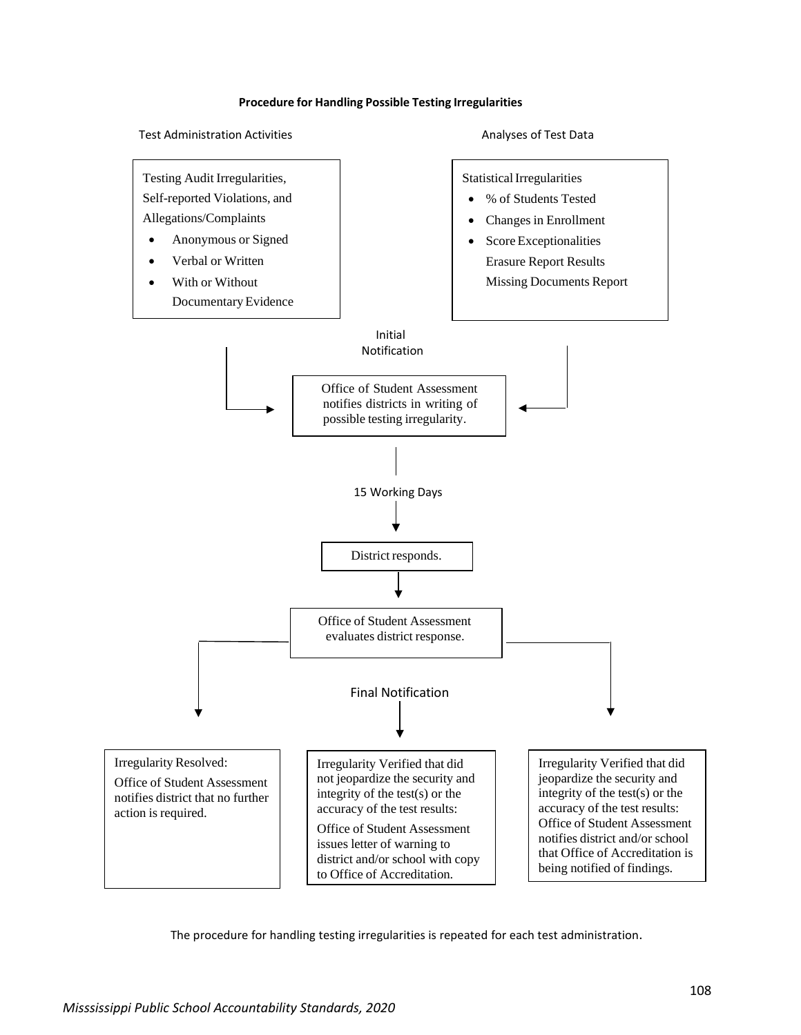**Procedure for Handling Possible Testing Irregularities**

Test Administration Activities

Testing Audit Irregularities, Self-reported Violations, and Allegations/Complaints

- Anonymous or Signed
- Verbal or Written
- With or Without Documentary Evidence

Analyses of Test Data

Statistical Irregularities

- % of Students Tested
- Changes in Enrollment
- Score Exceptionalities
  Erasure Report Results
  Missing Documents Report

Initial Notification

Office of Student Assessment notifies districts in writing of possible testing irregularity.

15 Working Days

District responds.

Office of Student Assessment evaluates district response.

Final Notification

Irregularity Resolved:
Office of Student Assessment notifies district that no further action is required.

Irregularity Verified that did not jeopardize the security and integrity of the test(s) or the accuracy of the test results:
Office of Student Assessment issues letter of warning to district and/or school with copy to Office of Accreditation.

Irregularity Verified that did jeopardize the security and integrity of the test(s) or the accuracy of the test results:
Office of Student Assessment notifies district and/or school that Office of Accreditation is being notified of findings.

The procedure for handling testing irregularities is repeated for each test administration.